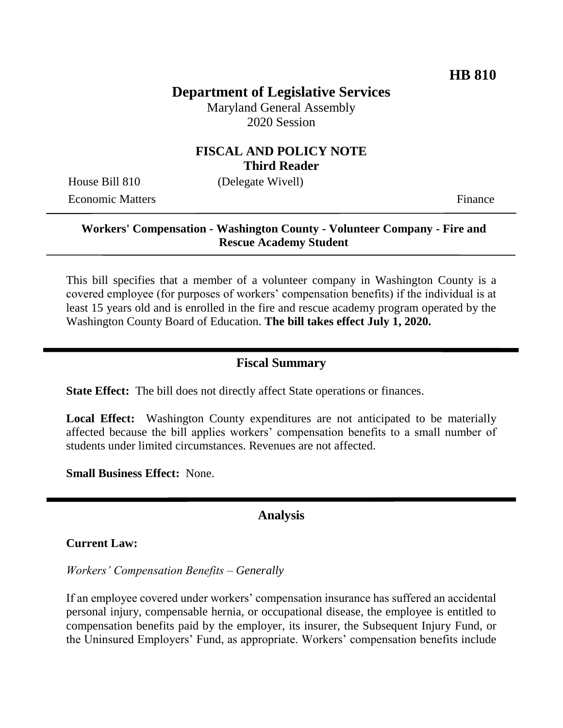**HB 810**

# Department of Legislative Services

Maryland General Assembly
2020 Session

## FISCAL AND POLICY NOTE
**Third Reader**

House Bill 810 (Delegate Wivell)
Economic Matters Finance

**Workers' Compensation - Washington County - Volunteer Company - Fire and Rescue Academy Student**

This bill specifies that a member of a volunteer company in Washington County is a covered employee (for purposes of workers' compensation benefits) if the individual is at least 15 years old and is enrolled in the fire and rescue academy program operated by the Washington County Board of Education. **The bill takes effect July 1, 2020.**

## Fiscal Summary

**State Effect:** The bill does not directly affect State operations or finances.

**Local Effect:** Washington County expenditures are not anticipated to be materially affected because the bill applies workers' compensation benefits to a small number of students under limited circumstances. Revenues are not affected.

**Small Business Effect:** None.

## Analysis

**Current Law:**

*Workers' Compensation Benefits – Generally*

If an employee covered under workers' compensation insurance has suffered an accidental personal injury, compensable hernia, or occupational disease, the employee is entitled to compensation benefits paid by the employer, its insurer, the Subsequent Injury Fund, or the Uninsured Employers' Fund, as appropriate. Workers' compensation benefits include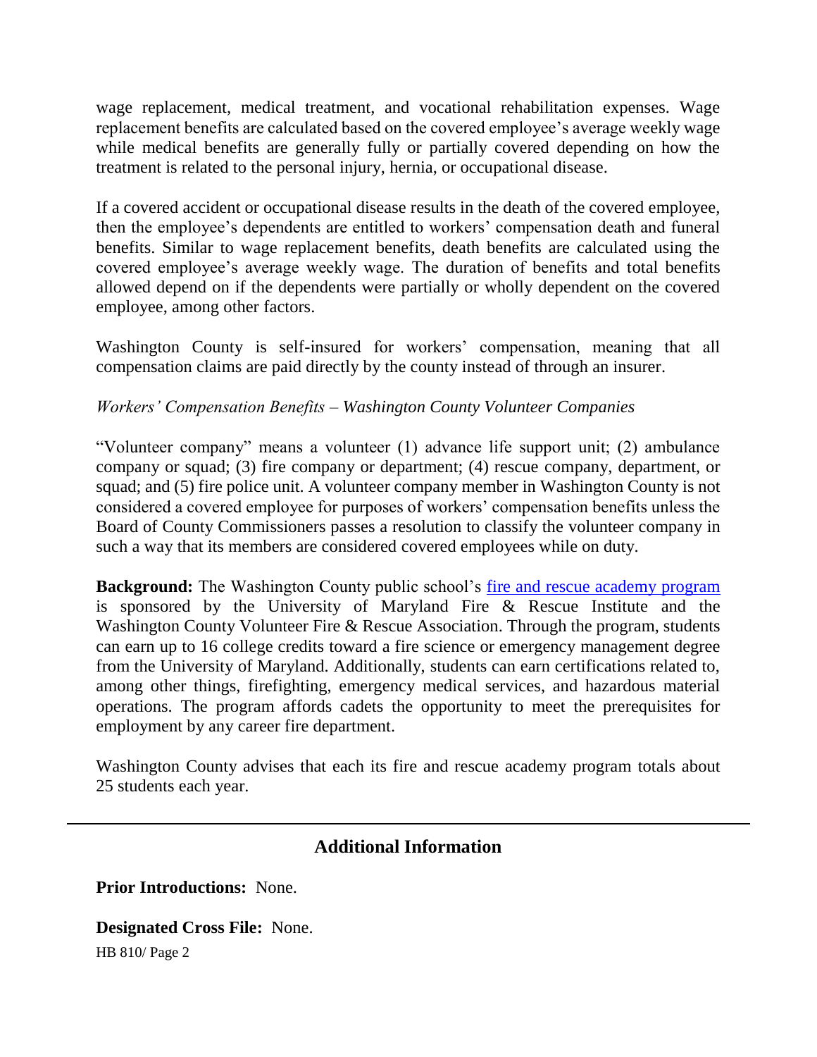wage replacement, medical treatment, and vocational rehabilitation expenses. Wage replacement benefits are calculated based on the covered employee's average weekly wage while medical benefits are generally fully or partially covered depending on how the treatment is related to the personal injury, hernia, or occupational disease.

If a covered accident or occupational disease results in the death of the covered employee, then the employee's dependents are entitled to workers' compensation death and funeral benefits. Similar to wage replacement benefits, death benefits are calculated using the covered employee's average weekly wage. The duration of benefits and total benefits allowed depend on if the dependents were partially or wholly dependent on the covered employee, among other factors.

Washington County is self-insured for workers' compensation, meaning that all compensation claims are paid directly by the county instead of through an insurer.

*Workers' Compensation Benefits – Washington County Volunteer Companies*

"Volunteer company" means a volunteer (1) advance life support unit; (2) ambulance company or squad; (3) fire company or department; (4) rescue company, department, or squad; and (5) fire police unit. A volunteer company member in Washington County is not considered a covered employee for purposes of workers' compensation benefits unless the Board of County Commissioners passes a resolution to classify the volunteer company in such a way that its members are considered covered employees while on duty.

**Background:** The Washington County public school's fire and rescue academy program is sponsored by the University of Maryland Fire & Rescue Institute and the Washington County Volunteer Fire & Rescue Association. Through the program, students can earn up to 16 college credits toward a fire science or emergency management degree from the University of Maryland. Additionally, students can earn certifications related to, among other things, firefighting, emergency medical services, and hazardous material operations. The program affords cadets the opportunity to meet the prerequisites for employment by any career fire department.

Washington County advises that each its fire and rescue academy program totals about 25 students each year.

## Additional Information

**Prior Introductions:** None.

**Designated Cross File:** None.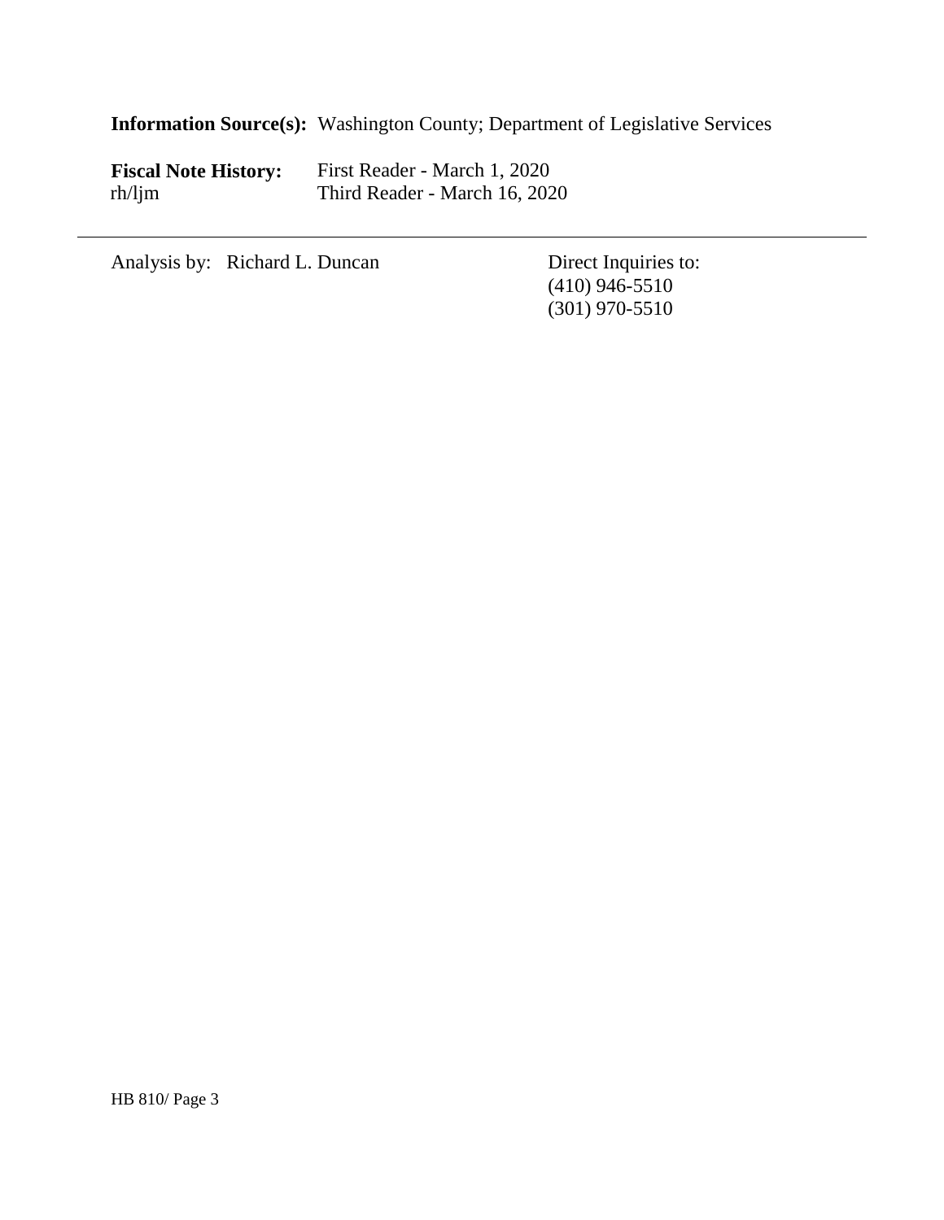**Information Source(s):** Washington County; Department of Legislative Services

**Fiscal Note History:** First Reader - March 1, 2020
rh/ljm Third Reader - March 16, 2020

---

Analysis by: Richard L. Duncan

Direct Inquiries to:
(410) 946-5510
(301) 970-5510